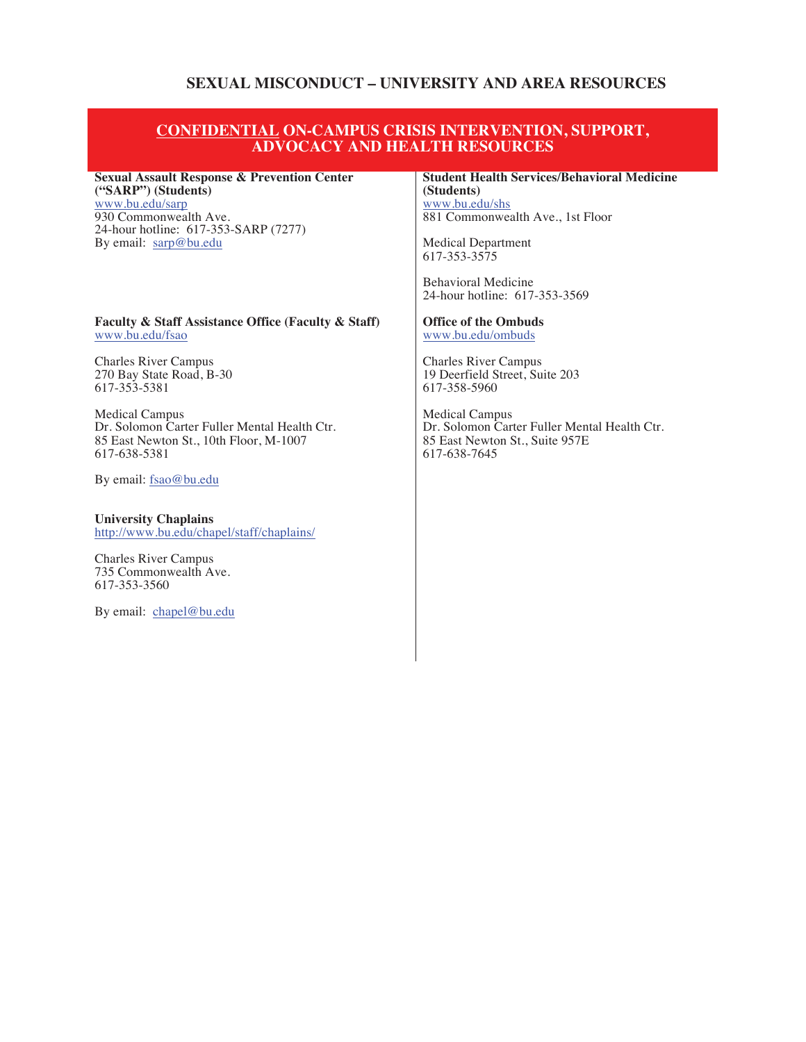# SEXUAL MISCONDUCT – UNIVERSITY AND AREA RESOURCES

## CONFIDENTIAL ON-CAMPUS CRISIS INTERVENTION, SUPPORT, ADVOCACY AND HEALTH RESOURCES

**Sexual Assault Response & Prevention Center ("SARP") (Students)**
www.bu.edu/sarp
930 Commonwealth Ave.
24-hour hotline: 617-353-SARP (7277)
By email: sarp@bu.edu

**Faculty & Staff Assistance Office (Faculty & Staff)**
www.bu.edu/fsao

Charles River Campus
270 Bay State Road, B-30
617-353-5381

Medical Campus
Dr. Solomon Carter Fuller Mental Health Ctr.
85 East Newton St., 10th Floor, M-1007
617-638-5381

By email: fsao@bu.edu

**University Chaplains**
http://www.bu.edu/chapel/staff/chaplains/

Charles River Campus
735 Commonwealth Ave.
617-353-3560

By email: chapel@bu.edu

**Student Health Services/Behavioral Medicine (Students)**
www.bu.edu/shs
881 Commonwealth Ave., 1st Floor

Medical Department
617-353-3575

Behavioral Medicine
24-hour hotline: 617-353-3569

**Office of the Ombuds**
www.bu.edu/ombuds

Charles River Campus
19 Deerfield Street, Suite 203
617-358-5960

Medical Campus
Dr. Solomon Carter Fuller Mental Health Ctr.
85 East Newton St., Suite 957E
617-638-7645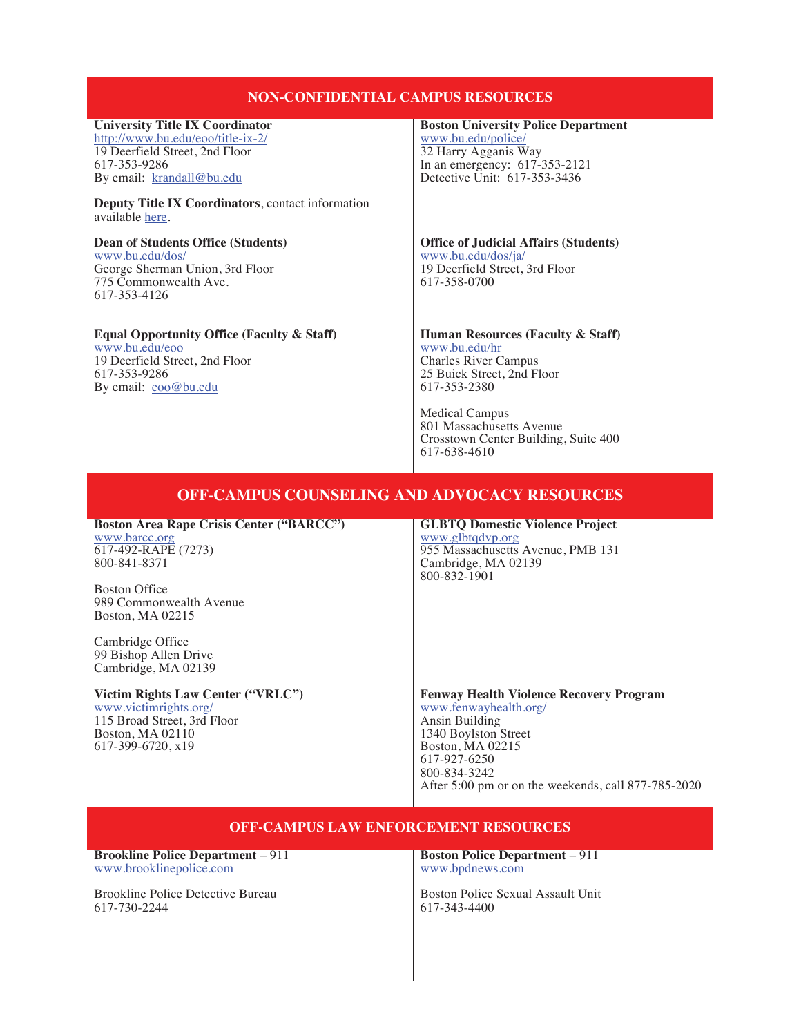## NON-CONFIDENTIAL CAMPUS RESOURCES

**University Title IX Coordinator**
http://www.bu.edu/eoo/title-ix-2/
19 Deerfield Street, 2nd Floor
617-353-9286
By email: krandall@bu.edu

**Deputy Title IX Coordinators**, contact information available here.

**Dean of Students Office (Students)**
www.bu.edu/dos/
George Sherman Union, 3rd Floor
775 Commonwealth Ave.
617-353-4126

**Equal Opportunity Office (Faculty & Staff)**
www.bu.edu/eoo
19 Deerfield Street, 2nd Floor
617-353-9286
By email: eoo@bu.edu

**Boston University Police Department**
www.bu.edu/police/
32 Harry Agganis Way
In an emergency: 617-353-2121
Detective Unit: 617-353-3436

**Office of Judicial Affairs (Students)**
www.bu.edu/dos/ja/
19 Deerfield Street, 3rd Floor
617-358-0700

**Human Resources (Faculty & Staff)**
www.bu.edu/hr
Charles River Campus
25 Buick Street, 2nd Floor
617-353-2380

Medical Campus
801 Massachusetts Avenue
Crosstown Center Building, Suite 400
617-638-4610

## OFF-CAMPUS COUNSELING AND ADVOCACY RESOURCES

**Boston Area Rape Crisis Center ("BARCC")**
www.barcc.org
617-492-RAPE (7273)
800-841-8371

Boston Office
989 Commonwealth Avenue
Boston, MA 02215

Cambridge Office
99 Bishop Allen Drive
Cambridge, MA 02139

**Victim Rights Law Center ("VRLC")**
www.victimrights.org/
115 Broad Street, 3rd Floor
Boston, MA 02110
617-399-6720, x19

**GLBTQ Domestic Violence Project**
www.glbtqdvp.org
955 Massachusetts Avenue, PMB 131
Cambridge, MA 02139
800-832-1901

**Fenway Health Violence Recovery Program**
www.fenwayhealth.org/
Ansin Building
1340 Boylston Street
Boston, MA 02215
617-927-6250
800-834-3242
After 5:00 pm or on the weekends, call 877-785-2020

## OFF-CAMPUS LAW ENFORCEMENT RESOURCES

**Brookline Police Department** – 911
www.brooklinepolice.com

Brookline Police Detective Bureau
617-730-2244

**Boston Police Department** – 911
www.bpdnews.com

Boston Police Sexual Assault Unit
617-343-4400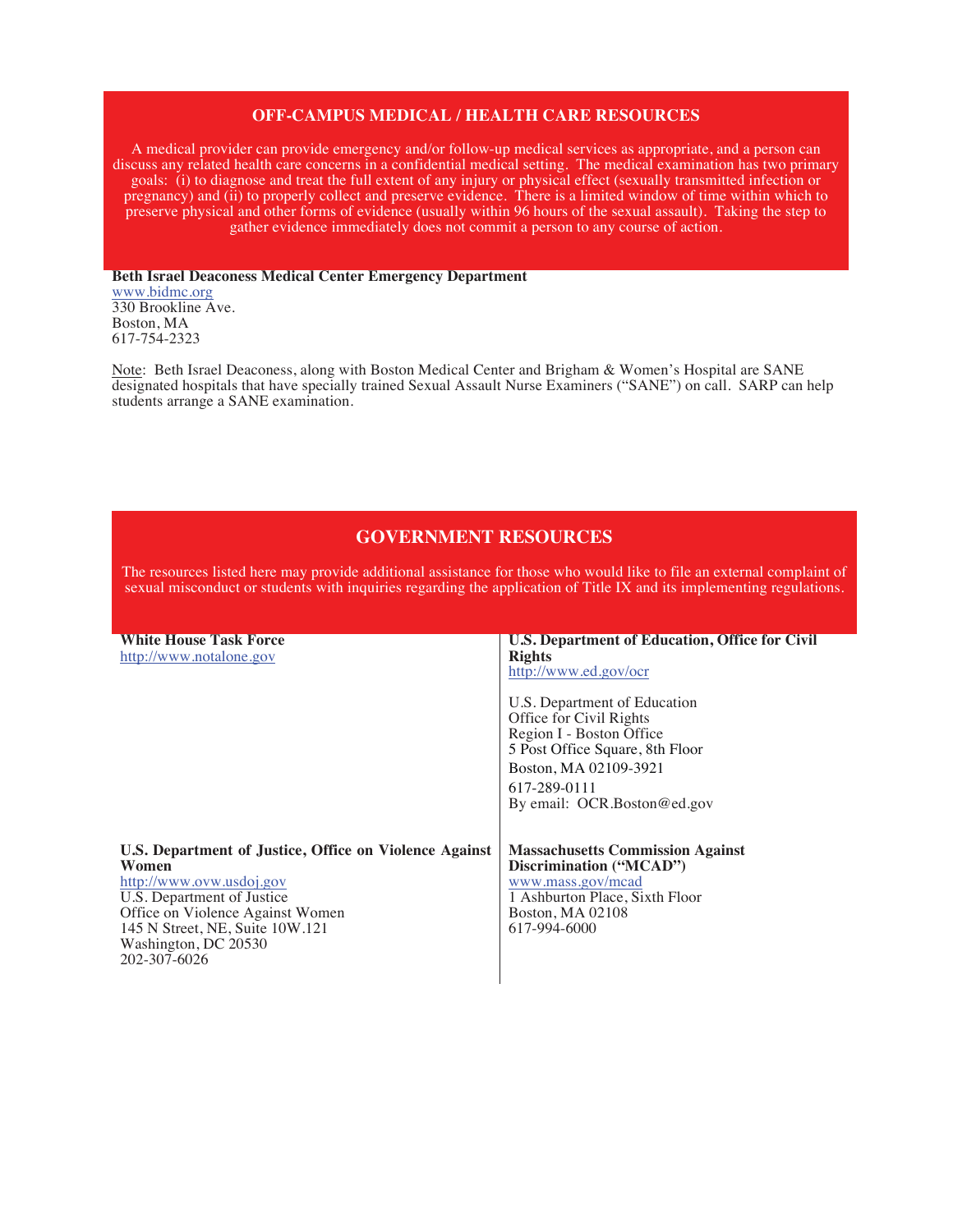## OFF-CAMPUS MEDICAL / HEALTH CARE RESOURCES

A medical provider can provide emergency and/or follow-up medical services as appropriate, and a person can discuss any related health care concerns in a confidential medical setting. The medical examination has two primary goals: (i) to diagnose and treat the full extent of any injury or physical effect (sexually transmitted infection or pregnancy) and (ii) to properly collect and preserve evidence. There is a limited window of time within which to preserve physical and other forms of evidence (usually within 96 hours of the sexual assault). Taking the step to gather evidence immediately does not commit a person to any course of action.

**Beth Israel Deaconess Medical Center Emergency Department**
www.bidmc.org
330 Brookline Ave.
Boston, MA
617-754-2323

Note: Beth Israel Deaconess, along with Boston Medical Center and Brigham & Women's Hospital are SANE designated hospitals that have specially trained Sexual Assault Nurse Examiners ("SANE") on call. SARP can help students arrange a SANE examination.

## GOVERNMENT RESOURCES

The resources listed here may provide additional assistance for those who would like to file an external complaint of sexual misconduct or students with inquiries regarding the application of Title IX and its implementing regulations.

**White House Task Force**
http://www.notalone.gov

**U.S. Department of Education, Office for Civil Rights**
http://www.ed.gov/ocr

U.S. Department of Education
Office for Civil Rights
Region I - Boston Office
5 Post Office Square, 8th Floor
Boston, MA 02109-3921
617-289-0111
By email: OCR.Boston@ed.gov

**U.S. Department of Justice, Office on Violence Against Women**
http://www.ovw.usdoj.gov
U.S. Department of Justice
Office on Violence Against Women
145 N Street, NE, Suite 10W.121
Washington, DC 20530
202-307-6026

**Massachusetts Commission Against Discrimination ("MCAD")**
www.mass.gov/mcad
1 Ashburton Place, Sixth Floor
Boston, MA 02108
617-994-6000